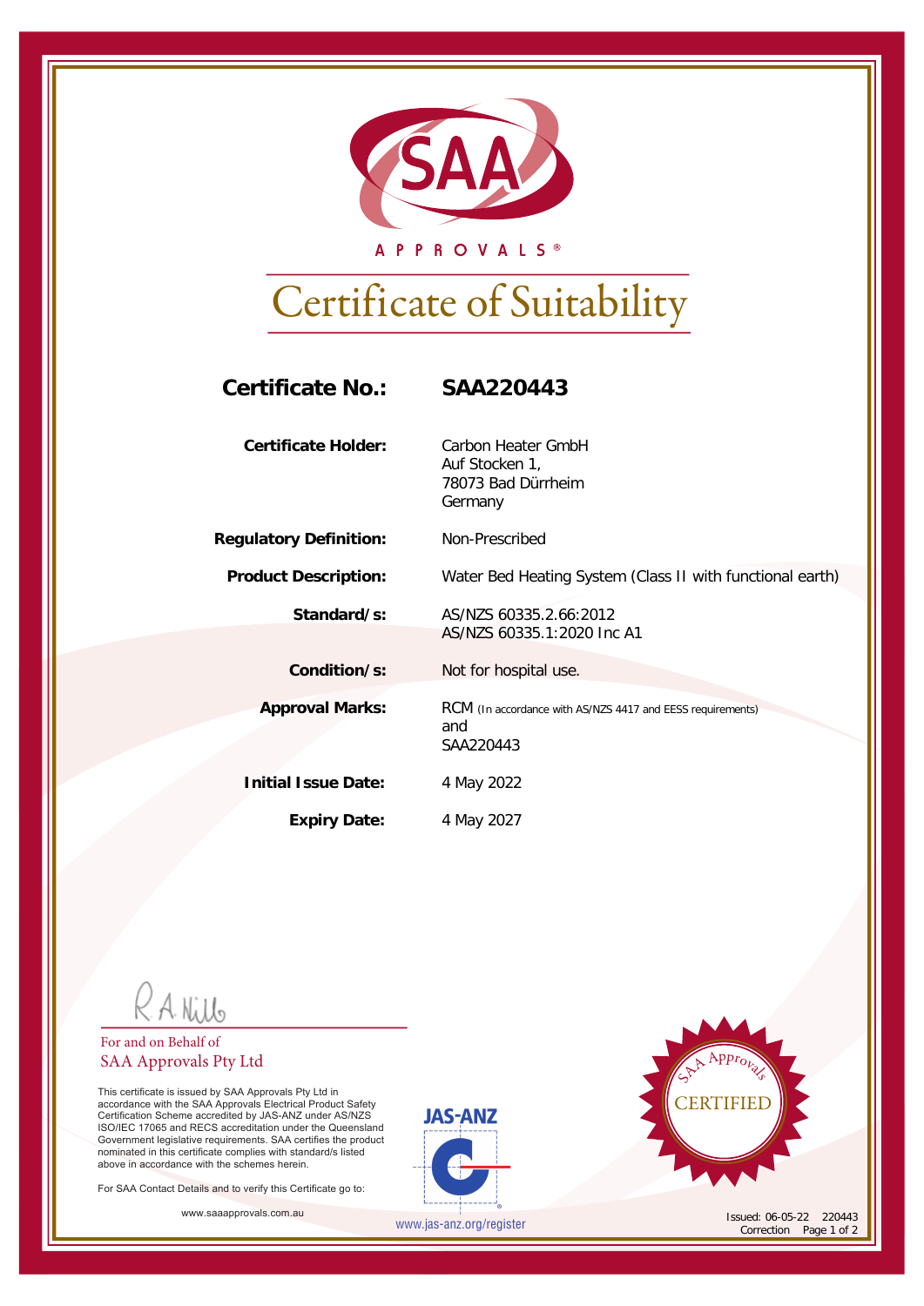SAA APPROVALS®

# Certificate of Suitability

| | |
|---|---|
| **Certificate No.:** | **SAA220443** |
| **Certificate Holder:** | Carbon Heater GmbH<br>Auf Stocken 1,<br>78073 Bad Dürrheim<br>Germany |
| **Regulatory Definition:** | Non-Prescribed |
| **Product Description:** | Water Bed Heating System (Class II with functional earth) |
| **Standard/s:** | AS/NZS 60335.2.66:2012<br>AS/NZS 60335.1:2020 Inc A1 |
| **Condition/s:** | Not for hospital use. |
| **Approval Marks:** | RCM (In accordance with AS/NZS 4417 and EESS requirements)<br>and<br>SAA220443 |
| **Initial Issue Date:** | 4 May 2022 |
| **Expiry Date:** | 4 May 2027 |

R A Nill

For and on Behalf of
SAA Approvals Pty Ltd

This certificate is issued by SAA Approvals Pty Ltd in accordance with the SAA Approvals Electrical Product Safety Certification Scheme accredited by JAS-ANZ under AS/NZS ISO/IEC 17065 and RECS accreditation under the Queensland Government legislative requirements. SAA certifies the product nominated in this certificate complies with standard/s listed above in accordance with the schemes herein.

For SAA Contact Details and to verify this Certificate go to:

www.saaapprovals.com.au

JAS-ANZ
www.jas-anz.org/register

SAA Approvals CERTIFIED

Issued: 06-05-22 220443
Correction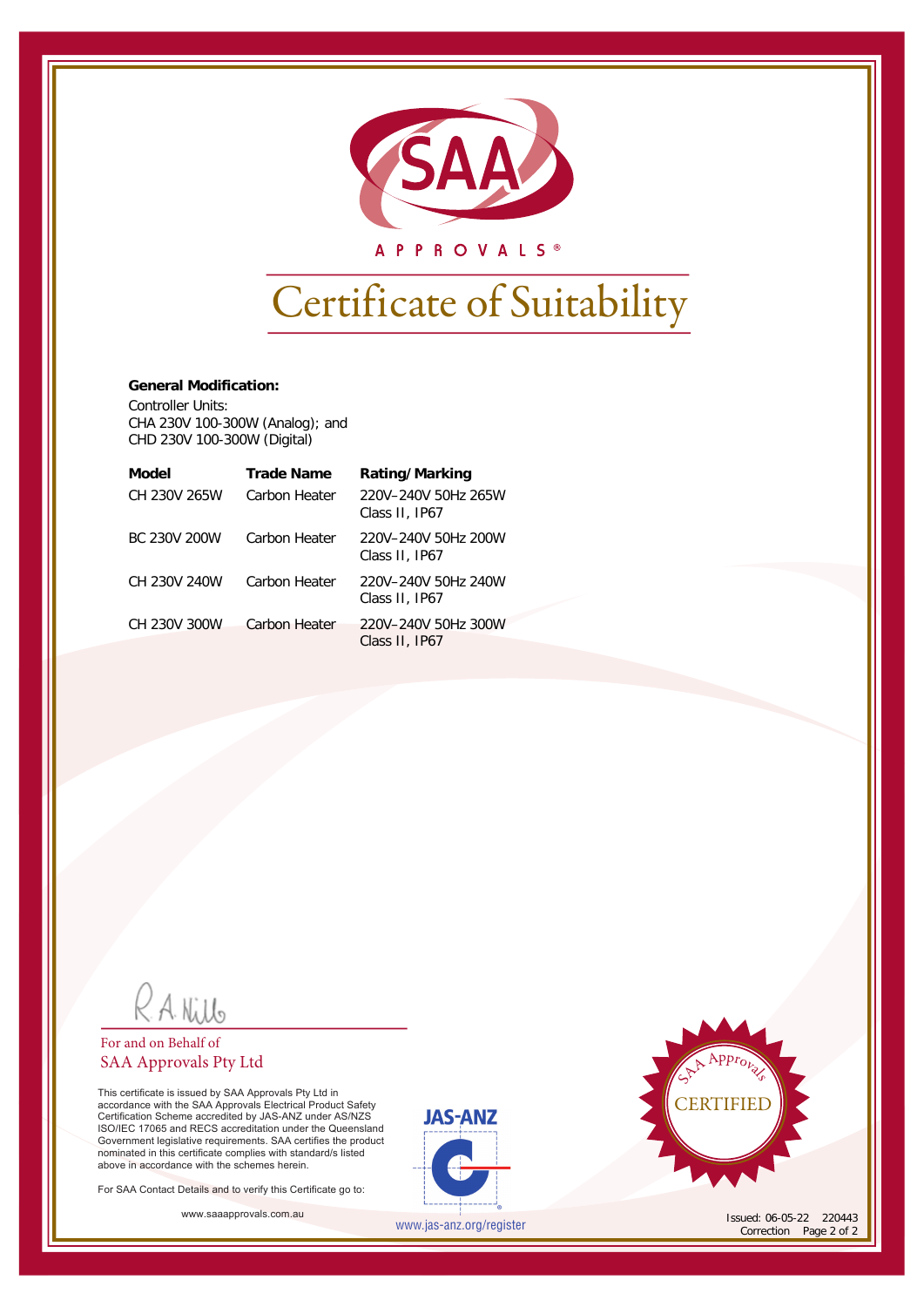APPROVALS®

# Certificate of Suitability

**General Modification:**

Controller Units:
CHA 230V 100-300W (Analog); and
CHD 230V 100-300W (Digital)

| Model | Trade Name | Rating/Marking |
| --- | --- | --- |
| CH 230V 265W | Carbon Heater | 220V–240V 50Hz 265W Class II, IP67 |
| BC 230V 200W | Carbon Heater | 220V–240V 50Hz 200W Class II, IP67 |
| CH 230V 240W | Carbon Heater | 220V–240V 50Hz 240W Class II, IP67 |
| CH 230V 300W | Carbon Heater | 220V–240V 50Hz 300W Class II, IP67 |

R.A. Nills

For and on Behalf of
SAA Approvals Pty Ltd

This certificate is issued by SAA Approvals Pty Ltd in accordance with the SAA Approvals Electrical Product Safety Certification Scheme accredited by JAS-ANZ under AS/NZS ISO/IEC 17065 and RECS accreditation under the Queensland Government legislative requirements. SAA certifies the product nominated in this certificate complies with standard/s listed above in accordance with the schemes herein.

For SAA Contact Details and to verify this Certificate go to:

www.saaapprovals.com.au

JAS-ANZ

www.jas-anz.org/register

SAA Approvals CERTIFIED

Issued: 06-05-22 220443
Correction